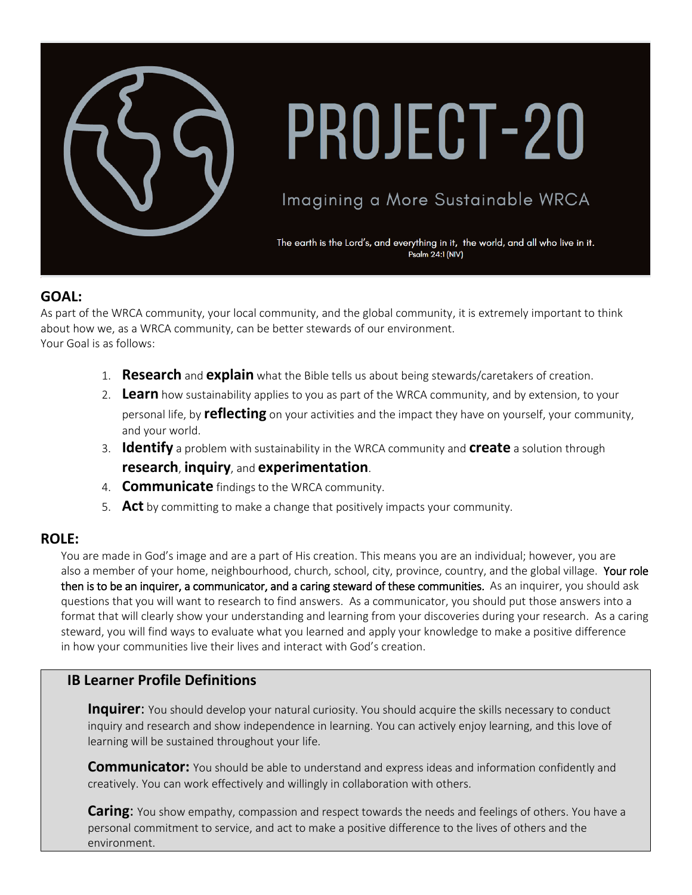# PROJECT-20

Imagining a More Sustainable WRCA

The earth is the Lord's, and everything in it, the world, and all who live in it.
Psalm 24:1 (NIV)

## GOAL:

As part of the WRCA community, your local community, and the global community, it is extremely important to think about how we, as a WRCA community, can be better stewards of our environment.
Your Goal is as follows:

1. **Research** and **explain** what the Bible tells us about being stewards/caretakers of creation.
2. **Learn** how sustainability applies to you as part of the WRCA community, and by extension, to your personal life, by **reflecting** on your activities and the impact they have on yourself, your community, and your world.
3. **Identify** a problem with sustainability in the WRCA community and **create** a solution through **research**, **inquiry**, and **experimentation**.
4. **Communicate** findings to the WRCA community.
5. **Act** by committing to make a change that positively impacts your community.

## ROLE:

You are made in God's image and are a part of His creation. This means you are an individual; however, you are also a member of your home, neighbourhood, church, school, city, province, country, and the global village. Your role then is to be an inquirer, a communicator, and a caring steward of these communities. As an inquirer, you should ask questions that you will want to research to find answers. As a communicator, you should put those answers into a format that will clearly show your understanding and learning from your discoveries during your research. As a caring steward, you will find ways to evaluate what you learned and apply your knowledge to make a positive difference in how your communities live their lives and interact with God's creation.

### IB Learner Profile Definitions

**Inquirer**: You should develop your natural curiosity. You should acquire the skills necessary to conduct inquiry and research and show independence in learning. You can actively enjoy learning, and this love of learning will be sustained throughout your life.

**Communicator:** You should be able to understand and express ideas and information confidently and creatively. You can work effectively and willingly in collaboration with others.

**Caring**: You show empathy, compassion and respect towards the needs and feelings of others. You have a personal commitment to service, and act to make a positive difference to the lives of others and the environment.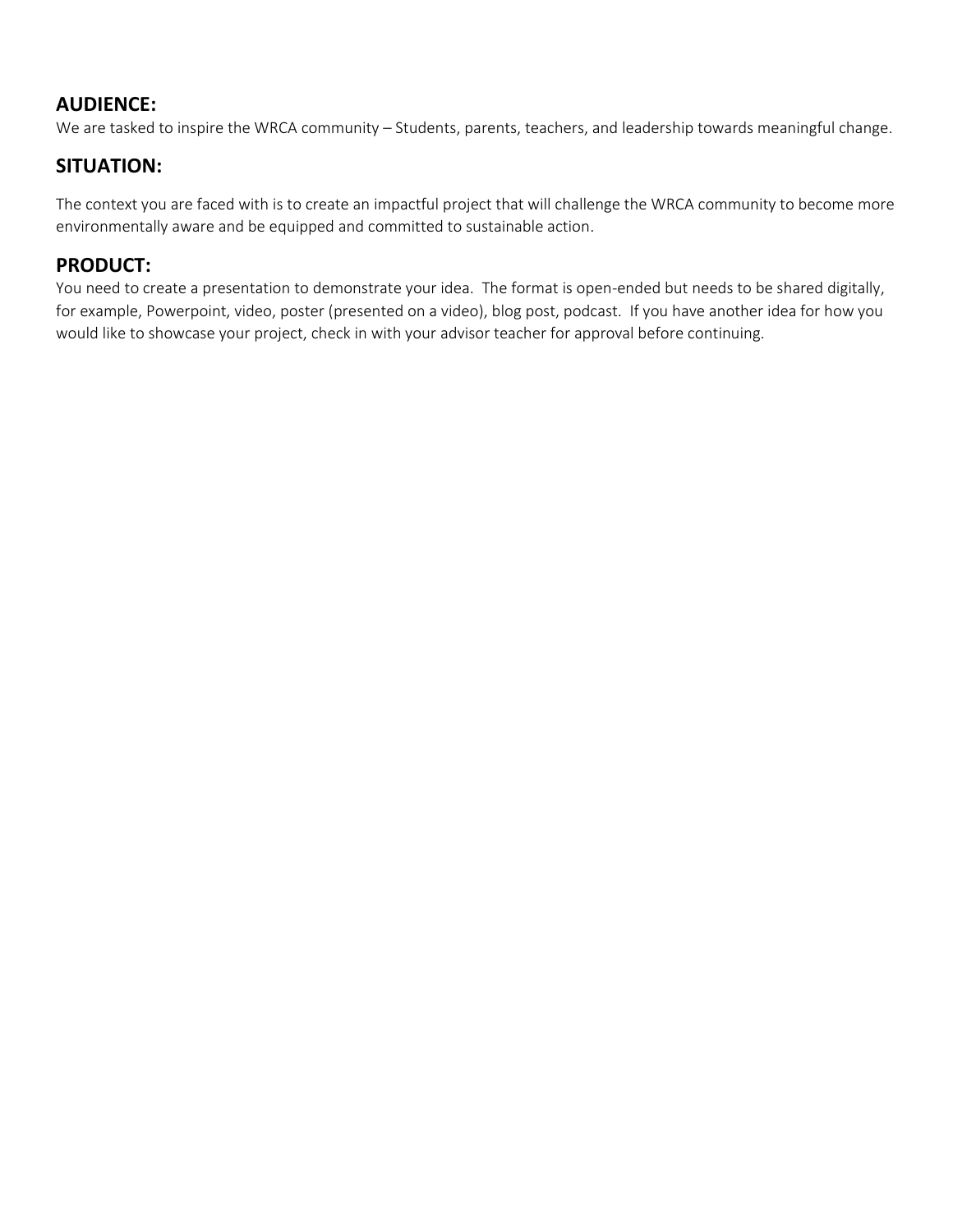## AUDIENCE:

We are tasked to inspire the WRCA community – Students, parents, teachers, and leadership towards meaningful change.

## SITUATION:

The context you are faced with is to create an impactful project that will challenge the WRCA community to become more environmentally aware and be equipped and committed to sustainable action.

## PRODUCT:

You need to create a presentation to demonstrate your idea. The format is open-ended but needs to be shared digitally, for example, Powerpoint, video, poster (presented on a video), blog post, podcast. If you have another idea for how you would like to showcase your project, check in with your advisor teacher for approval before continuing.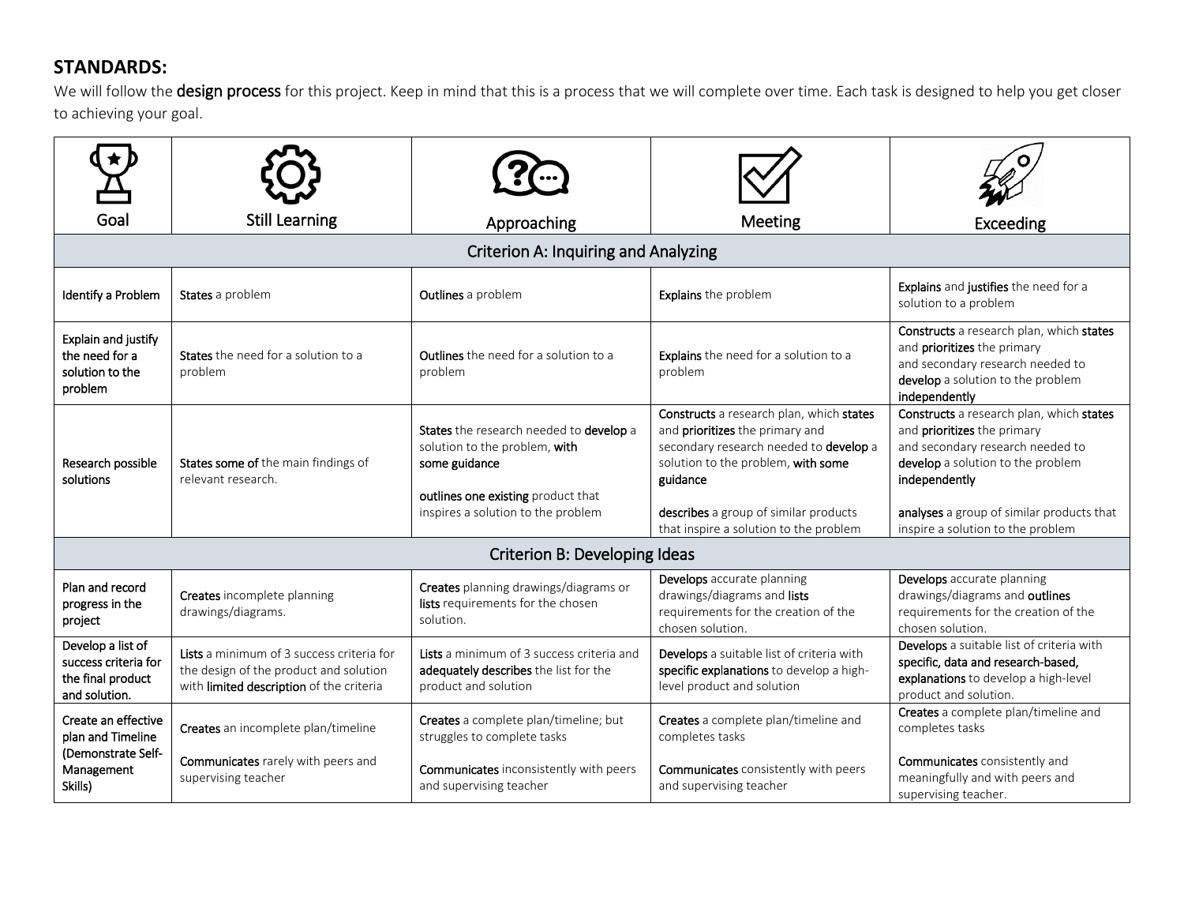## STANDARDS:

We will follow the **design process** for this project. Keep in mind that this is a process that we will complete over time. Each task is designed to help you get closer to achieving your goal.

| Goal | Still Learning | Approaching | Meeting | Exceeding |
|---|---|---|---|---|
| **Criterion A: Inquiring and Analyzing** | | | | |
| Identify a Problem | **States** a problem | **Outlines** a problem | **Explains** the problem | **Explains** and **justifies** the need for a solution to a problem |
| Explain and justify the need for a solution to the problem | **States** the need for a solution to a problem | **Outlines** the need for a solution to a problem | **Explains** the need for a solution to a problem | **Constructs** a research plan, which **states** and **prioritizes** the primary and secondary research needed to **develop** a solution to the problem **independently** |
| Research possible solutions | **States some of** the main findings of relevant research. | **States** the research needed to **develop** a solution to the problem, **with some guidance**<br><br>**outlines one existing** product that inspires a solution to the problem | **Constructs** a research plan, which **states** and **prioritizes** the primary and secondary research needed to **develop** a solution to the problem, **with some guidance**<br><br>**describes** a group of similar products that inspire a solution to the problem | **Constructs** a research plan, which **states** and **prioritizes** the primary and secondary research needed to **develop** a solution to the problem **independently**<br><br>**analyses** a group of similar products that inspire a solution to the problem |
| **Criterion B: Developing Ideas** | | | | |
| Plan and record progress in the project | **Creates** incomplete planning drawings/diagrams. | **Creates** planning drawings/diagrams or **lists** requirements for the chosen solution. | **Develops** accurate planning drawings/diagrams and **lists** requirements for the creation of the chosen solution. | **Develops** accurate planning drawings/diagrams and **outlines** requirements for the creation of the chosen solution. |
| Develop a list of success criteria for the final product and solution. | **Lists** a minimum of 3 success criteria for the design of the product and solution with **limited description** of the criteria | **Lists** a minimum of 3 success criteria and **adequately describes** the list for the product and solution | **Develops** a suitable list of criteria with **specific explanations** to develop a high-level product and solution | **Develops** a suitable list of criteria with **specific, data and research-based, explanations** to develop a high-level product and solution. |
| Create an effective plan and Timeline (Demonstrate Self-Management Skills) | **Creates** an incomplete plan/timeline<br><br>**Communicates** rarely with peers and supervising teacher | **Creates** a complete plan/timeline; but struggles to complete tasks<br><br>**Communicates** inconsistently with peers and supervising teacher | **Creates** a complete plan/timeline and completes tasks<br><br>**Communicates** consistently with peers and supervising teacher | **Creates** a complete plan/timeline and completes tasks<br><br>**Communicates** consistently and meaningfully and with peers and supervising teacher. |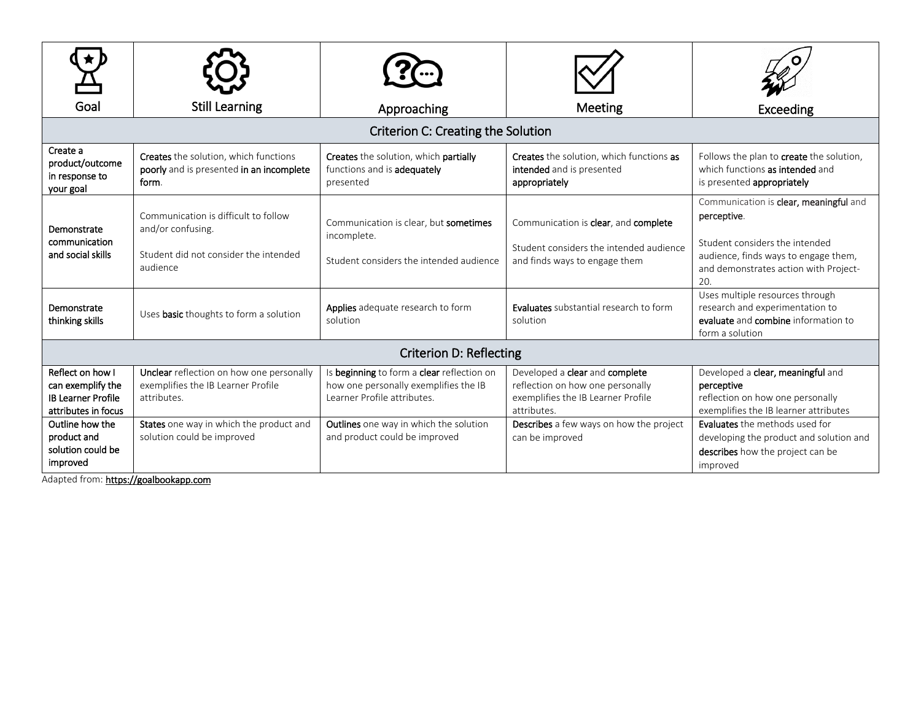| Goal | Still Learning | Approaching | Meeting | Exceeding |
|---|---|---|---|---|
| **Criterion C: Creating the Solution** | | | | |
| Create a product/outcome in response to your goal | **Creates** the solution, which functions **poorly** and is presented **in an incomplete form**. | **Creates** the solution, which **partially** functions and is **adequately** presented | **Creates** the solution, which functions **as intended** and is presented **appropriately** | Follows the plan to **create** the solution, which functions **as intended** and is presented **appropriately** |
| Demonstrate communication and social skills | Communication is difficult to follow and/or confusing.<br><br>Student did not consider the intended audience | Communication is clear, but **sometimes** incomplete.<br><br>Student considers the intended audience | Communication is **clear**, and **complete**<br><br>Student considers the intended audience and finds ways to engage them | Communication is **clear, meaningful** and **perceptive**.<br><br>Student considers the intended audience, finds ways to engage them, and demonstrates action with Project-20. |
| Demonstrate thinking skills | Uses **basic** thoughts to form a solution | **Applies** adequate research to form solution | **Evaluates** substantial research to form solution | Uses multiple resources through research and experimentation to **evaluate** and **combine** information to form a solution |
| **Criterion D: Reflecting** | | | | |
| Reflect on how I can exemplify the IB Learner Profile attributes in focus | **Unclear** reflection on how one personally exemplifies the IB Learner Profile attributes. | Is **beginning** to form a **clear** reflection on how one personally exemplifies the IB Learner Profile attributes. | Developed a **clear** and **complete** reflection on how one personally exemplifies the IB Learner Profile attributes. | Developed a **clear, meaningful** and **perceptive** reflection on how one personally exemplifies the IB learner attributes |
| Outline how the product and solution could be improved | **States** one way in which the product and solution could be improved | **Outlines** one way in which the solution and product could be improved | **Describes** a few ways on how the project can be improved | **Evaluates** the methods used for developing the product and solution and **describes** how the project can be improved |

Adapted from: https://goalbookapp.com